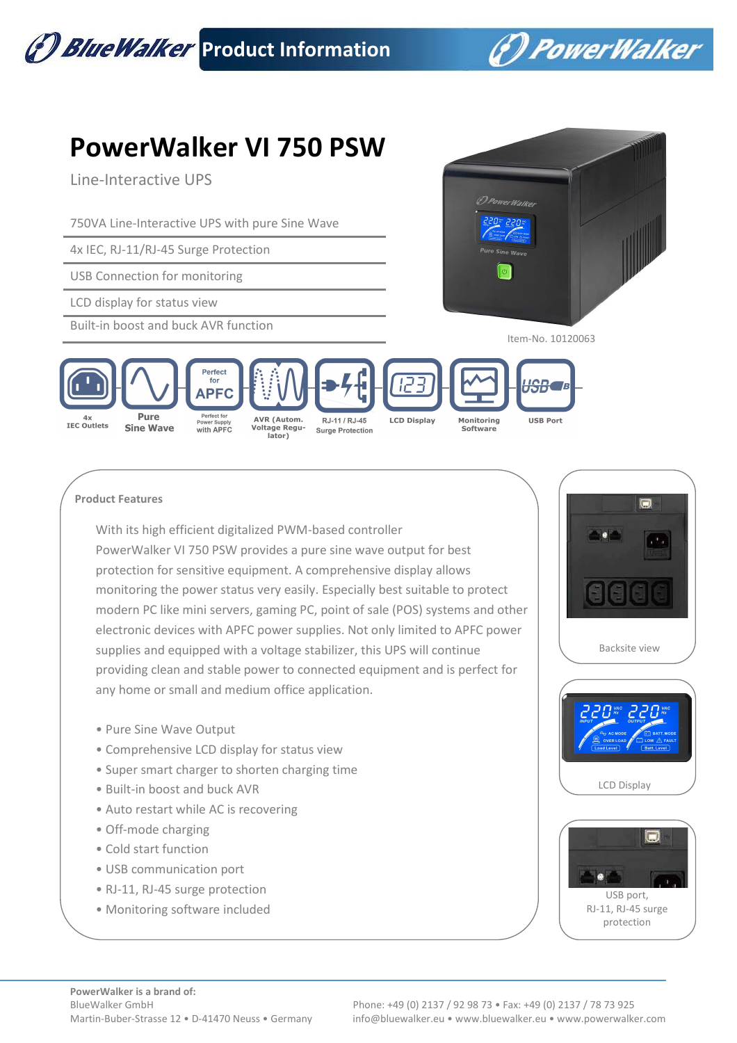# PowerWalker VI 750 PSW

Line-Interactive UPS

- 750VA Line-Interactive UPS with pure Sine Wave
- 4x IEC, RJ-11/RJ-45 Surge Protection
- USB Connection for monitoring
- LCD display for status view
- Built-in boost and buck AVR function

Item-No. 10120063

4x IEC Outlets | Pure Sine Wave | Perfect for APFC Power Supply with APFC | AVR (Autom. Voltage Regulator) | RJ-11 / RJ-45 Surge Protection | LCD Display | Monitoring Software | USB Port

## Product Features

With its high efficient digitalized PWM-based controller PowerWalker VI 750 PSW provides a pure sine wave output for best protection for sensitive equipment. A comprehensive display allows monitoring the power status very easily. Especially best suitable to protect modern PC like mini servers, gaming PC, point of sale (POS) systems and other electronic devices with APFC power supplies. Not only limited to APFC power supplies and equipped with a voltage stabilizer, this UPS will continue providing clean and stable power to connected equipment and is perfect for any home or small and medium office application.

- Pure Sine Wave Output
- Comprehensive LCD display for status view
- Super smart charger to shorten charging time
- Built-in boost and buck AVR
- Auto restart while AC is recovering
- Off-mode charging
- Cold start function
- USB communication port
- RJ-11, RJ-45 surge protection
- Monitoring software included

Backsite view

LCD Display

USB port, RJ-11, RJ-45 surge protection

**PowerWalker is a brand of:**
BlueWalker GmbH
Martin-Buber-Strasse 12 • D-41470 Neuss • Germany

Phone: +49 (0) 2137 / 92 98 73 • Fax: +49 (0) 2137 / 78 73 925
info@bluewalker.eu • www.bluewalker.eu • www.powerwalker.com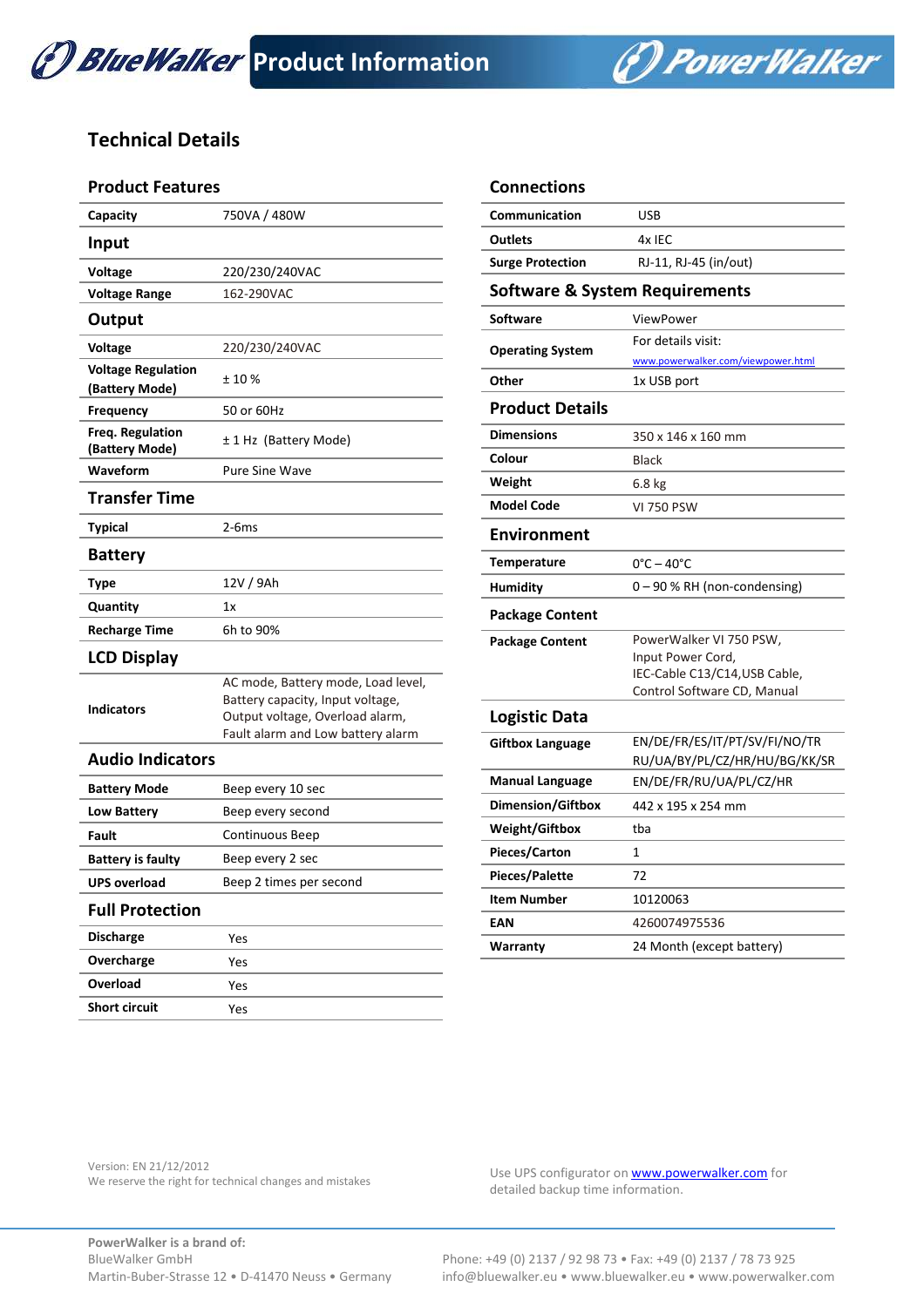# Technical Details

## Product Features

| | |
|---|---|
| **Capacity** | 750VA / 480W |

## Input

| | |
|---|---|
| **Voltage** | 220/230/240VAC |
| **Voltage Range** | 162-290VAC |

## Output

| | |
|---|---|
| **Voltage** | 220/230/240VAC |
| **Voltage Regulation (Battery Mode)** | ± 10 % |
| **Frequency** | 50 or 60Hz |
| **Freq. Regulation (Battery Mode)** | ± 1 Hz (Battery Mode) |
| **Waveform** | Pure Sine Wave |

## Transfer Time

| | |
|---|---|
| **Typical** | 2-6ms |

## Battery

| | |
|---|---|
| **Type** | 12V / 9Ah |
| **Quantity** | 1x |
| **Recharge Time** | 6h to 90% |

## LCD Display

| | |
|---|---|
| **Indicators** | AC mode, Battery mode, Load level, Battery capacity, Input voltage, Output voltage, Overload alarm, Fault alarm and Low battery alarm |

## Audio Indicators

| | |
|---|---|
| **Battery Mode** | Beep every 10 sec |
| **Low Battery** | Beep every second |
| **Fault** | Continuous Beep |
| **Battery is faulty** | Beep every 2 sec |
| **UPS overload** | Beep 2 times per second |

## Full Protection

| | |
|---|---|
| **Discharge** | Yes |
| **Overcharge** | Yes |
| **Overload** | Yes |
| **Short circuit** | Yes |

## Connections

| | |
|---|---|
| **Communication** | USB |
| **Outlets** | 4x IEC |
| **Surge Protection** | RJ-11, RJ-45 (in/out) |

## Software & System Requirements

| | |
|---|---|
| **Software** | ViewPower |
| **Operating System** | For details visit: www.powerwalker.com/viewpower.html |
| **Other** | 1x USB port |

## Product Details

| | |
|---|---|
| **Dimensions** | 350 x 146 x 160 mm |
| **Colour** | Black |
| **Weight** | 6.8 kg |
| **Model Code** | VI 750 PSW |

## Environment

| | |
|---|---|
| **Temperature** | 0°C – 40°C |
| **Humidity** | 0 – 90 % RH (non-condensing) |

### Package Content

| | |
|---|---|
| **Package Content** | PowerWalker VI 750 PSW, Input Power Cord, IEC-Cable C13/C14,USB Cable, Control Software CD, Manual |

## Logistic Data

| | |
|---|---|
| **Giftbox Language** | EN/DE/FR/ES/IT/PT/SV/FI/NO/TR RU/UA/BY/PL/CZ/HR/HU/BG/KK/SR |
| **Manual Language** | EN/DE/FR/RU/UA/PL/CZ/HR |
| **Dimension/Giftbox** | 442 x 195 x 254 mm |
| **Weight/Giftbox** | tba |
| **Pieces/Carton** | 1 |
| **Pieces/Palette** | 72 |
| **Item Number** | 10120063 |
| **EAN** | 4260074975536 |
| **Warranty** | 24 Month (except battery) |

Version: EN 21/12/2012
We reserve the right for technical changes and mistakes

Use UPS configurator on www.powerwalker.com for detailed backup time information.

**PowerWalker is a brand of:**
BlueWalker GmbH
Martin-Buber-Strasse 12 • D-41470 Neuss • Germany

Phone: +49 (0) 2137 / 92 98 73 • Fax: +49 (0) 2137 / 78 73 925
info@bluewalker.eu • www.bluewalker.eu • www.powerwalker.com